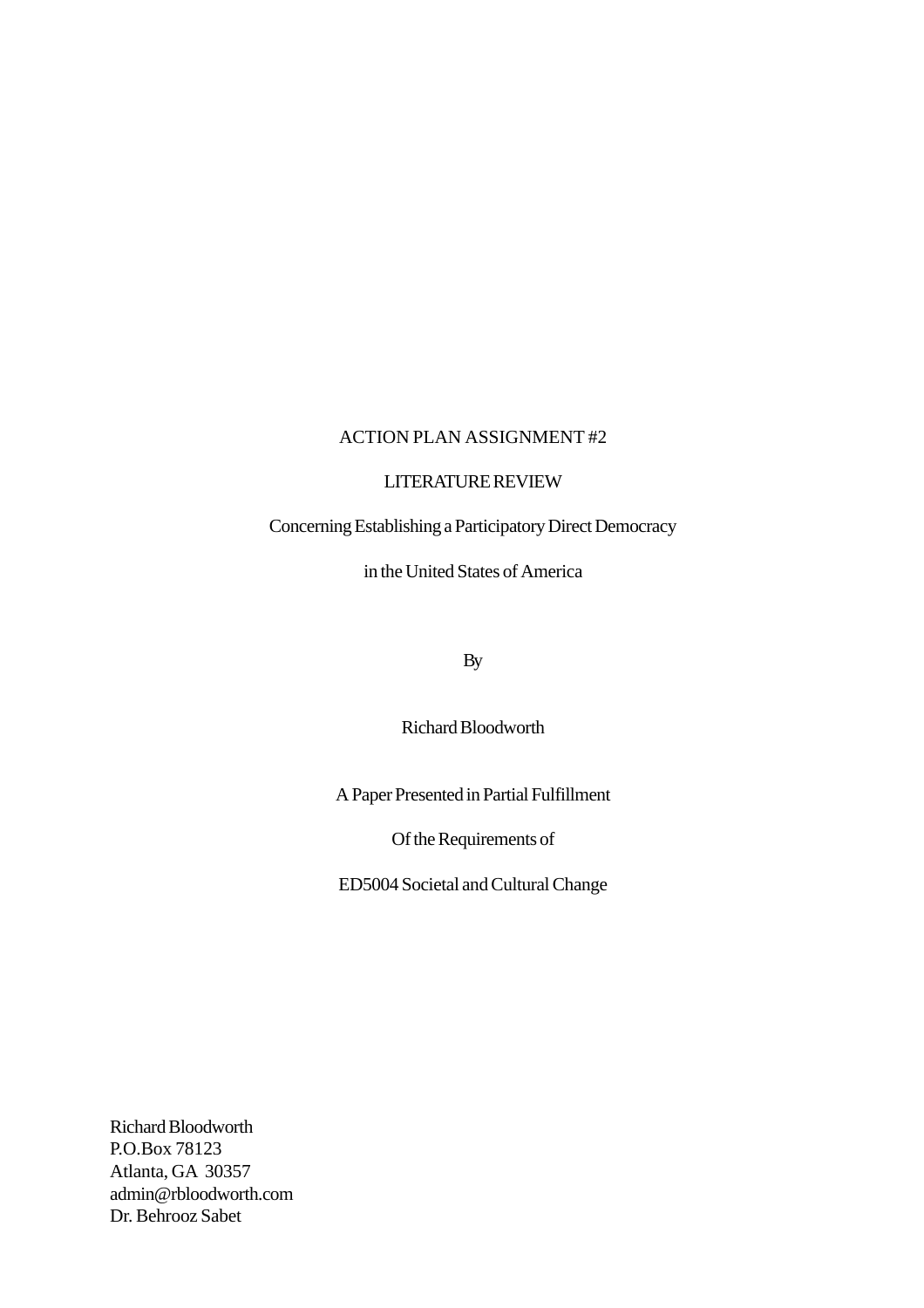ACTION PLAN ASSIGNMENT #2

LITERATURE REVIEW

Concerning Establishing a Participatory Direct Democracy

in the United States of America

By

Richard Bloodworth

A Paper Presented in Partial Fulfillment

Of the Requirements of

ED5004 Societal and Cultural Change

Richard Bloodworth
P.O.Box 78123
Atlanta, GA 30357
admin@rbloodworth.com
Dr. Behrooz Sabet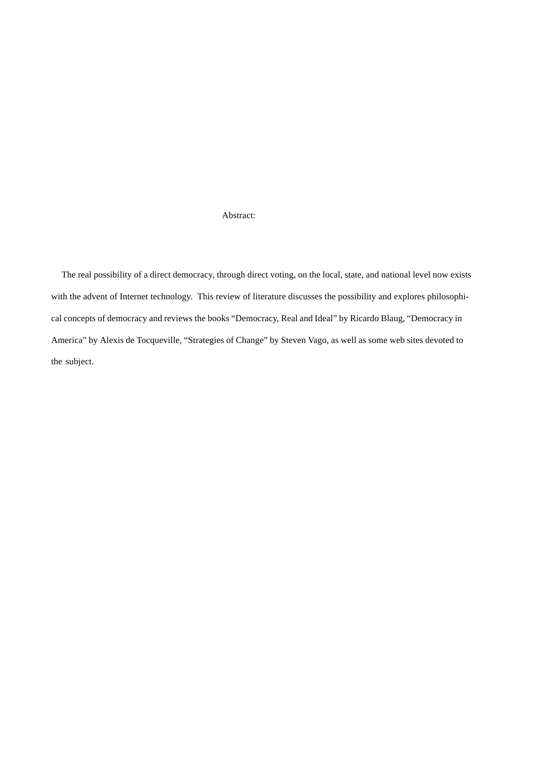Abstract:

The real possibility of a direct democracy, through direct voting, on the local, state, and national level now exists with the advent of Internet technology. This review of literature discusses the possibility and explores philosophical concepts of democracy and reviews the books "Democracy, Real and Ideal" by Ricardo Blaug, "Democracy in America" by Alexis de Tocqueville, "Strategies of Change" by Steven Vago, as well as some web sites devoted to the subject.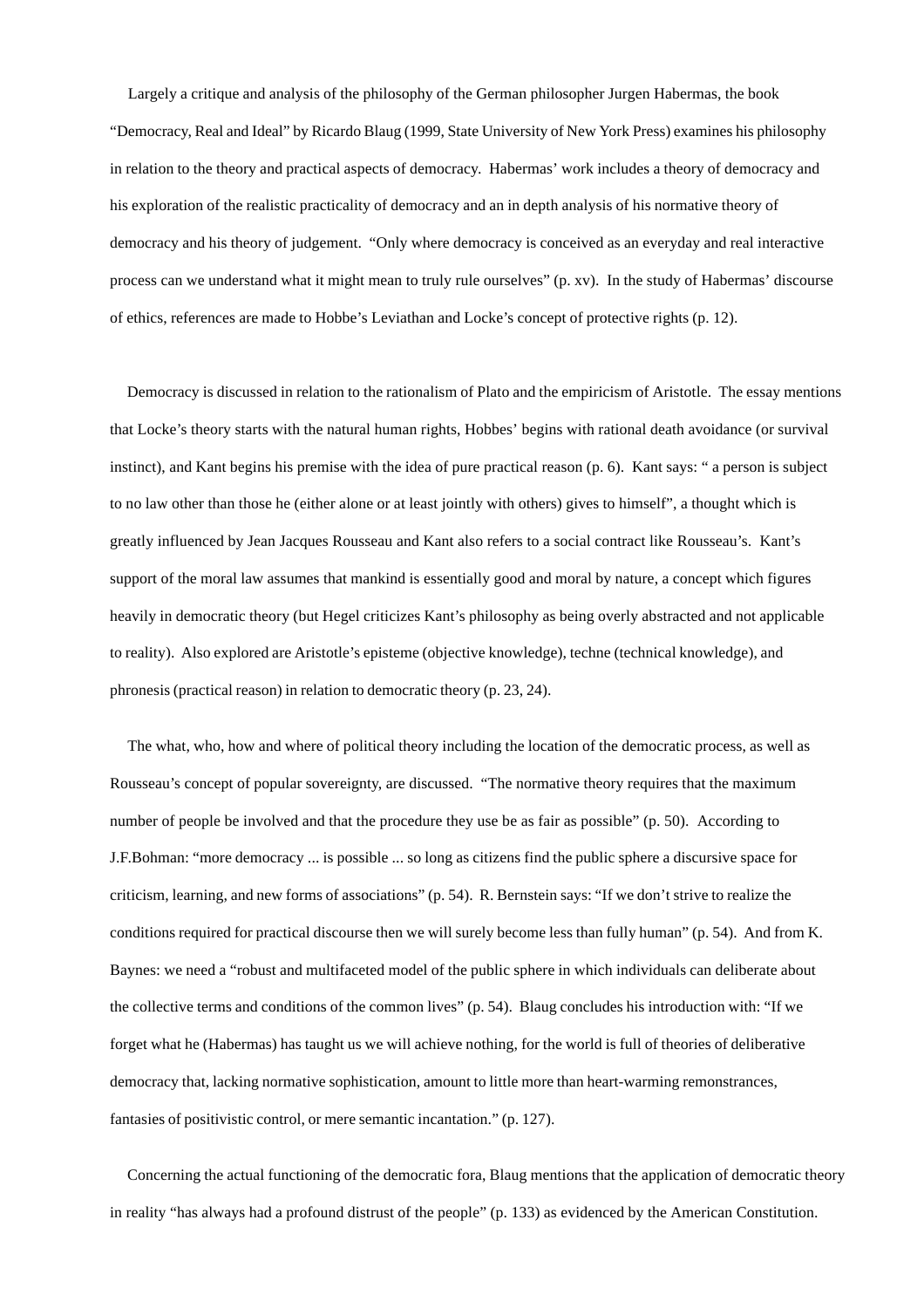Largely a critique and analysis of the philosophy of the German philosopher Jurgen Habermas, the book "Democracy, Real and Ideal" by Ricardo Blaug (1999, State University of New York Press) examines his philosophy in relation to the theory and practical aspects of democracy. Habermas' work includes a theory of democracy and his exploration of the realistic practicality of democracy and an in depth analysis of his normative theory of democracy and his theory of judgement. "Only where democracy is conceived as an everyday and real interactive process can we understand what it might mean to truly rule ourselves" (p. xv). In the study of Habermas' discourse of ethics, references are made to Hobbe's Leviathan and Locke's concept of protective rights (p. 12).

Democracy is discussed in relation to the rationalism of Plato and the empiricism of Aristotle. The essay mentions that Locke's theory starts with the natural human rights, Hobbes' begins with rational death avoidance (or survival instinct), and Kant begins his premise with the idea of pure practical reason (p. 6). Kant says: " a person is subject to no law other than those he (either alone or at least jointly with others) gives to himself", a thought which is greatly influenced by Jean Jacques Rousseau and Kant also refers to a social contract like Rousseau's. Kant's support of the moral law assumes that mankind is essentially good and moral by nature, a concept which figures heavily in democratic theory (but Hegel criticizes Kant's philosophy as being overly abstracted and not applicable to reality). Also explored are Aristotle's episteme (objective knowledge), techne (technical knowledge), and phronesis (practical reason) in relation to democratic theory (p. 23, 24).

The what, who, how and where of political theory including the location of the democratic process, as well as Rousseau's concept of popular sovereignty, are discussed. "The normative theory requires that the maximum number of people be involved and that the procedure they use be as fair as possible" (p. 50). According to J.F.Bohman: "more democracy ... is possible ... so long as citizens find the public sphere a discursive space for criticism, learning, and new forms of associations" (p. 54). R. Bernstein says: "If we don't strive to realize the conditions required for practical discourse then we will surely become less than fully human" (p. 54). And from K. Baynes: we need a "robust and multifaceted model of the public sphere in which individuals can deliberate about the collective terms and conditions of the common lives" (p. 54). Blaug concludes his introduction with: "If we forget what he (Habermas) has taught us we will achieve nothing, for the world is full of theories of deliberative democracy that, lacking normative sophistication, amount to little more than heart-warming remonstrances, fantasies of positivistic control, or mere semantic incantation." (p. 127).

Concerning the actual functioning of the democratic fora, Blaug mentions that the application of democratic theory in reality "has always had a profound distrust of the people" (p. 133) as evidenced by the American Constitution.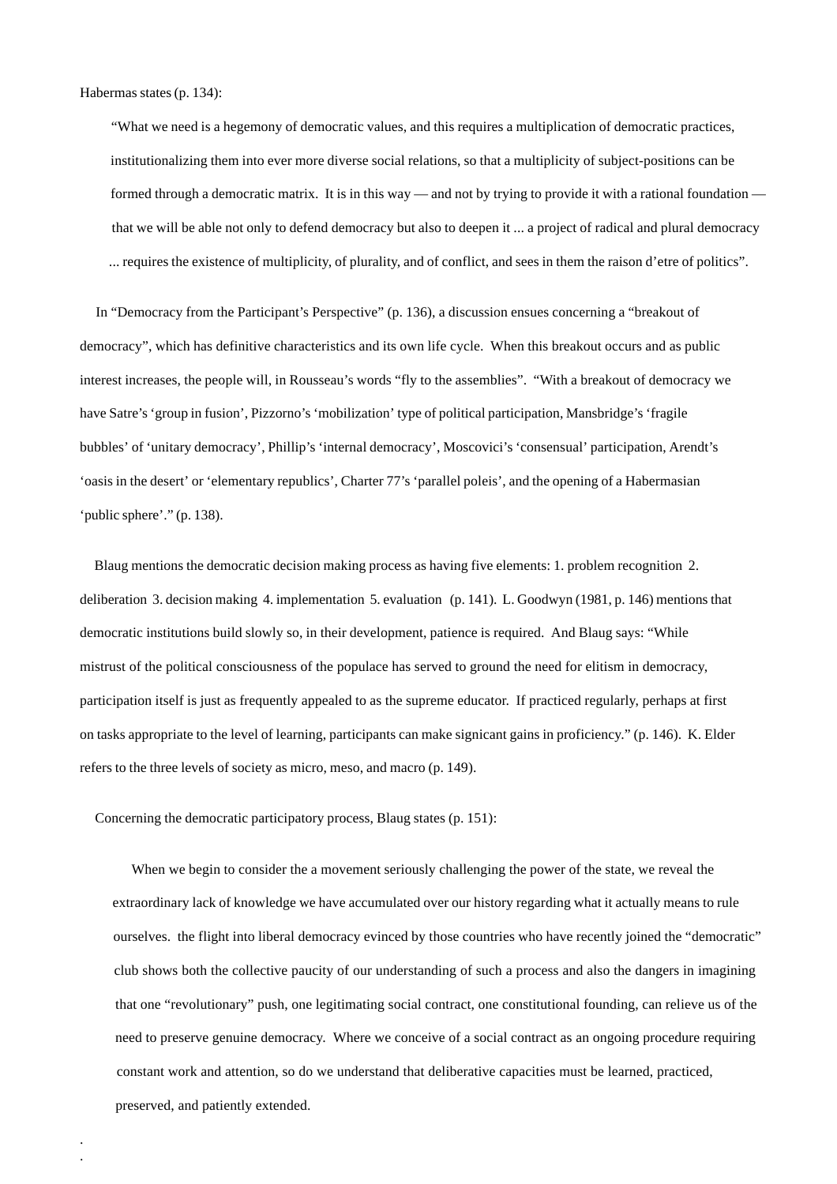Habermas states (p. 134):

> "What we need is a hegemony of democratic values, and this requires a multiplication of democratic practices, institutionalizing them into ever more diverse social relations, so that a multiplicity of subject-positions can be formed through a democratic matrix. It is in this way — and not by trying to provide it with a rational foundation — that we will be able not only to defend democracy but also to deepen it ... a project of radical and plural democracy ... requires the existence of multiplicity, of plurality, and of conflict, and sees in them the raison d'etre of politics".

In "Democracy from the Participant's Perspective" (p. 136), a discussion ensues concerning a "breakout of democracy", which has definitive characteristics and its own life cycle. When this breakout occurs and as public interest increases, the people will, in Rousseau's words "fly to the assemblies". "With a breakout of democracy we have Satre's 'group in fusion', Pizzorno's 'mobilization' type of political participation, Mansbridge's 'fragile bubbles' of 'unitary democracy', Phillip's 'internal democracy', Moscovici's 'consensual' participation, Arendt's 'oasis in the desert' or 'elementary republics', Charter 77's 'parallel poleis', and the opening of a Habermasian 'public sphere'." (p. 138).

Blaug mentions the democratic decision making process as having five elements: 1. problem recognition 2. deliberation 3. decision making 4. implementation 5. evaluation (p. 141). L. Goodwyn (1981, p. 146) mentions that democratic institutions build slowly so, in their development, patience is required. And Blaug says: "While mistrust of the political consciousness of the populace has served to ground the need for elitism in democracy, participation itself is just as frequently appealed to as the supreme educator. If practiced regularly, perhaps at first on tasks appropriate to the level of learning, participants can make signicant gains in proficiency." (p. 146). K. Elder refers to the three levels of society as micro, meso, and macro (p. 149).

Concerning the democratic participatory process, Blaug states (p. 151):

> When we begin to consider the a movement seriously challenging the power of the state, we reveal the extraordinary lack of knowledge we have accumulated over our history regarding what it actually means to rule ourselves. the flight into liberal democracy evinced by those countries who have recently joined the "democratic" club shows both the collective paucity of our understanding of such a process and also the dangers in imagining that one "revolutionary" push, one legitimating social contract, one constitutional founding, can relieve us of the need to preserve genuine democracy. Where we conceive of a social contract as an ongoing procedure requiring constant work and attention, so do we understand that deliberative capacities must be learned, practiced, preserved, and patiently extended.

.
.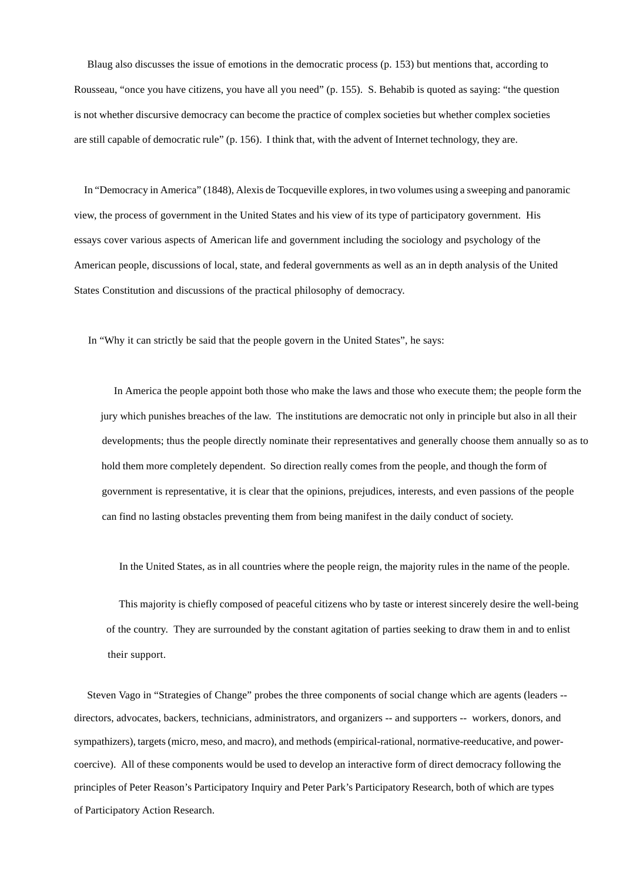Blaug also discusses the issue of emotions in the democratic process (p. 153) but mentions that, according to Rousseau, “once you have citizens, you have all you need” (p. 155). S. Behabib is quoted as saying: “the question is not whether discursive democracy can become the practice of complex societies but whether complex societies are still capable of democratic rule” (p. 156). I think that, with the advent of Internet technology, they are.

In “Democracy in America” (1848), Alexis de Tocqueville explores, in two volumes using a sweeping and panoramic view, the process of government in the United States and his view of its type of participatory government. His essays cover various aspects of American life and government including the sociology and psychology of the American people, discussions of local, state, and federal governments as well as an in depth analysis of the United States Constitution and discussions of the practical philosophy of democracy.

In “Why it can strictly be said that the people govern in the United States”, he says:

> In America the people appoint both those who make the laws and those who execute them; the people form the jury which punishes breaches of the law. The institutions are democratic not only in principle but also in all their developments; thus the people directly nominate their representatives and generally choose them annually so as to hold them more completely dependent. So direction really comes from the people, and though the form of government is representative, it is clear that the opinions, prejudices, interests, and even passions of the people can find no lasting obstacles preventing them from being manifest in the daily conduct of society.
>
> In the United States, as in all countries where the people reign, the majority rules in the name of the people.
>
> This majority is chiefly composed of peaceful citizens who by taste or interest sincerely desire the well-being of the country. They are surrounded by the constant agitation of parties seeking to draw them in and to enlist their support.

Steven Vago in “Strategies of Change” probes the three components of social change which are agents (leaders -- directors, advocates, backers, technicians, administrators, and organizers -- and supporters -- workers, donors, and sympathizers), targets (micro, meso, and macro), and methods (empirical-rational, normative-reeducative, and power-coercive). All of these components would be used to develop an interactive form of direct democracy following the principles of Peter Reason’s Participatory Inquiry and Peter Park’s Participatory Research, both of which are types of Participatory Action Research.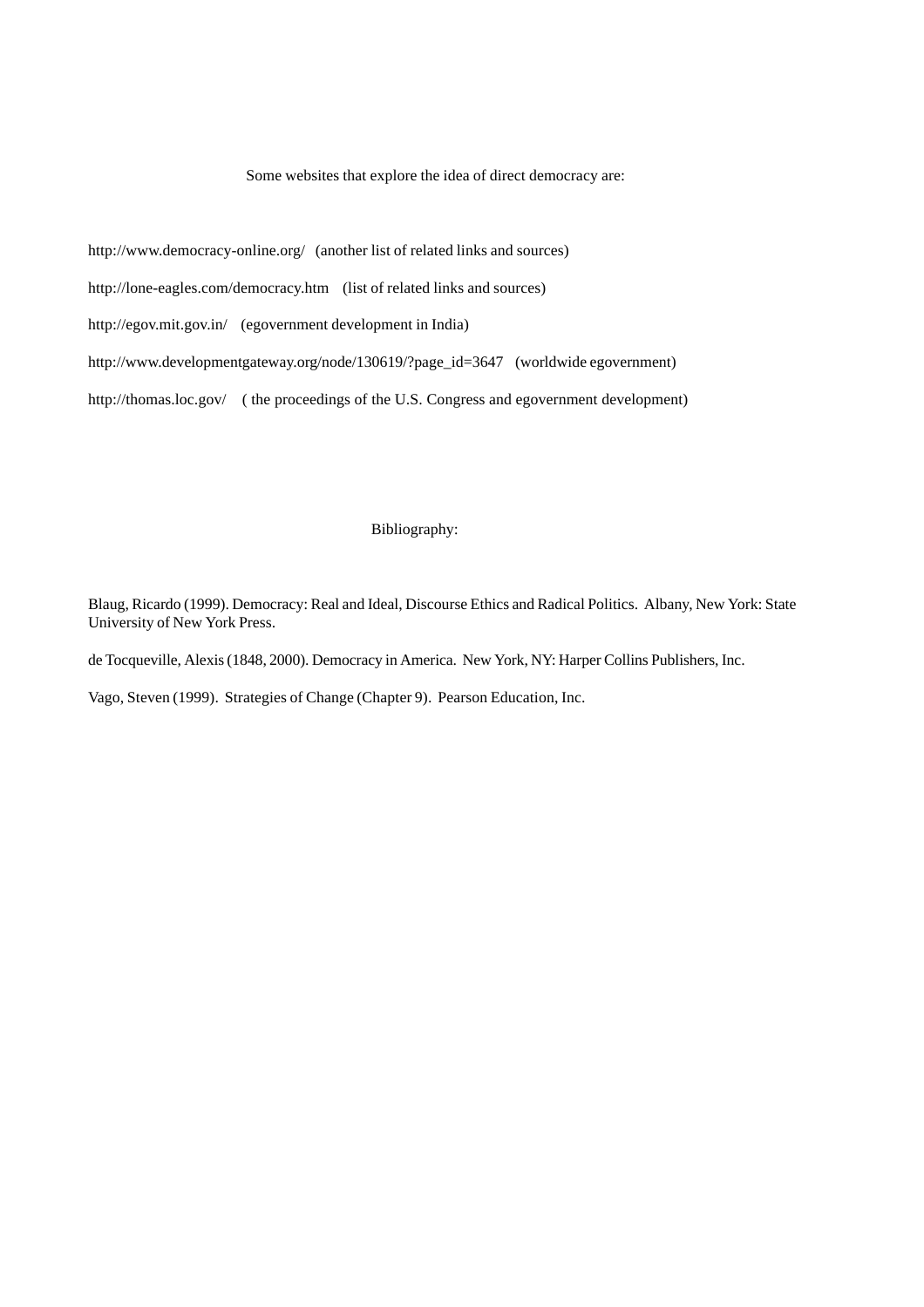Some websites that explore the idea of direct democracy are:

http://www.democracy-online.org/ (another list of related links and sources)

http://lone-eagles.com/democracy.htm (list of related links and sources)

http://egov.mit.gov.in/ (egovernment development in India)

http://www.developmentgateway.org/node/130619/?page_id=3647 (worldwide egovernment)

http://thomas.loc.gov/ ( the proceedings of the U.S. Congress and egovernment development)

Bibliography:

Blaug, Ricardo (1999). Democracy: Real and Ideal, Discourse Ethics and Radical Politics. Albany, New York: State University of New York Press.

de Tocqueville, Alexis (1848, 2000). Democracy in America. New York, NY: Harper Collins Publishers, Inc.

Vago, Steven (1999). Strategies of Change (Chapter 9). Pearson Education, Inc.